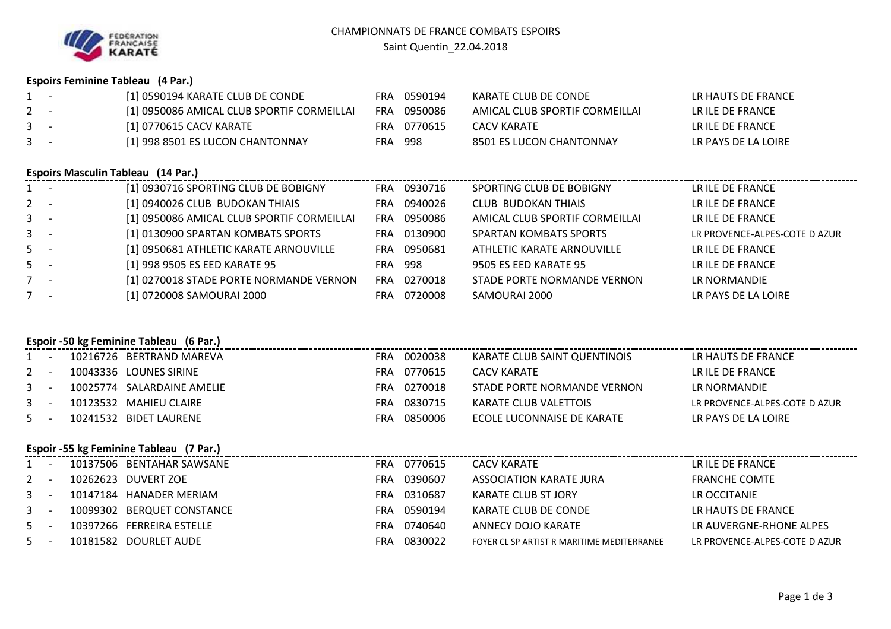# CHAMPIONNATS DE FRANCE COMBATS ESPOIRS

Saint Quentin_22.04.2018

## Espoirs Feminine Tableau (4 Par.)

| Rang | Participant | Pays | Code | Club | Ligue |
|---|---|---|---|---|---|
| 1 - | [1] 0590194 KARATE CLUB DE CONDE | FRA | 0590194 | KARATE CLUB DE CONDE | LR HAUTS DE FRANCE |
| 2 - | [1] 0950086 AMICAL CLUB SPORTIF CORMEILLAI | FRA | 0950086 | AMICAL CLUB SPORTIF CORMEILLAI | LR ILE DE FRANCE |
| 3 - | [1] 0770615 CACV KARATE | FRA | 0770615 | CACV KARATE | LR ILE DE FRANCE |
| 3 - | [1] 998 8501 ES LUCON CHANTONNAY | FRA | 998 | 8501 ES LUCON CHANTONNAY | LR PAYS DE LA LOIRE |

## Espoirs Masculin Tableau (14 Par.)

| Rang | Participant | Pays | Code | Club | Ligue |
|---|---|---|---|---|---|
| 1 - | [1] 0930716 SPORTING CLUB DE BOBIGNY | FRA | 0930716 | SPORTING CLUB DE BOBIGNY | LR ILE DE FRANCE |
| 2 - | [1] 0940026 CLUB BUDOKAN THIAIS | FRA | 0940026 | CLUB BUDOKAN THIAIS | LR ILE DE FRANCE |
| 3 - | [1] 0950086 AMICAL CLUB SPORTIF CORMEILLAI | FRA | 0950086 | AMICAL CLUB SPORTIF CORMEILLAI | LR ILE DE FRANCE |
| 3 - | [1] 0130900 SPARTAN KOMBATS SPORTS | FRA | 0130900 | SPARTAN KOMBATS SPORTS | LR PROVENCE-ALPES-COTE D AZUR |
| 5 - | [1] 0950681 ATHLETIC KARATE ARNOUVILLE | FRA | 0950681 | ATHLETIC KARATE ARNOUVILLE | LR ILE DE FRANCE |
| 5 - | [1] 998 9505 ES EED KARATE 95 | FRA | 998 | 9505 ES EED KARATE 95 | LR ILE DE FRANCE |
| 7 - | [1] 0270018 STADE PORTE NORMANDE VERNON | FRA | 0270018 | STADE PORTE NORMANDE VERNON | LR NORMANDIE |
| 7 - | [1] 0720008 SAMOURAI 2000 | FRA | 0720008 | SAMOURAI 2000 | LR PAYS DE LA LOIRE |

## Espoir -50 kg Feminine Tableau (6 Par.)

| Rang | Licence | Nom | Pays | Code | Club | Ligue |
|---|---|---|---|---|---|---|
| 1 - | 10216726 | BERTRAND MAREVA | FRA | 0020038 | KARATE CLUB SAINT QUENTINOIS | LR HAUTS DE FRANCE |
| 2 - | 10043336 | LOUNES SIRINE | FRA | 0770615 | CACV KARATE | LR ILE DE FRANCE |
| 3 - | 10025774 | SALARDAINE AMELIE | FRA | 0270018 | STADE PORTE NORMANDE VERNON | LR NORMANDIE |
| 3 - | 10123532 | MAHIEU CLAIRE | FRA | 0830715 | KARATE CLUB VALETTOIS | LR PROVENCE-ALPES-COTE D AZUR |
| 5 - | 10241532 | BIDET LAURENE | FRA | 0850006 | ECOLE LUCONNAISE DE KARATE | LR PAYS DE LA LOIRE |

## Espoir -55 kg Feminine Tableau (7 Par.)

| Rang | Licence | Nom | Pays | Code | Club | Ligue |
|---|---|---|---|---|---|---|
| 1 - | 10137506 | BENTAHAR SAWSANE | FRA | 0770615 | CACV KARATE | LR ILE DE FRANCE |
| 2 - | 10262623 | DUVERT ZOE | FRA | 0390607 | ASSOCIATION KARATE JURA | FRANCHE COMTE |
| 3 - | 10147184 | HANADER MERIAM | FRA | 0310687 | KARATE CLUB ST JORY | LR OCCITANIE |
| 3 - | 10099302 | BERQUET CONSTANCE | FRA | 0590194 | KARATE CLUB DE CONDE | LR HAUTS DE FRANCE |
| 5 - | 10397266 | FERREIRA ESTELLE | FRA | 0740640 | ANNECY DOJO KARATE | LR AUVERGNE-RHONE ALPES |
| 5 - | 10181582 | DOURLET AUDE | FRA | 0830022 | FOYER CL SP ARTIST R MARITIME MEDITERRANEE | LR PROVENCE-ALPES-COTE D AZUR |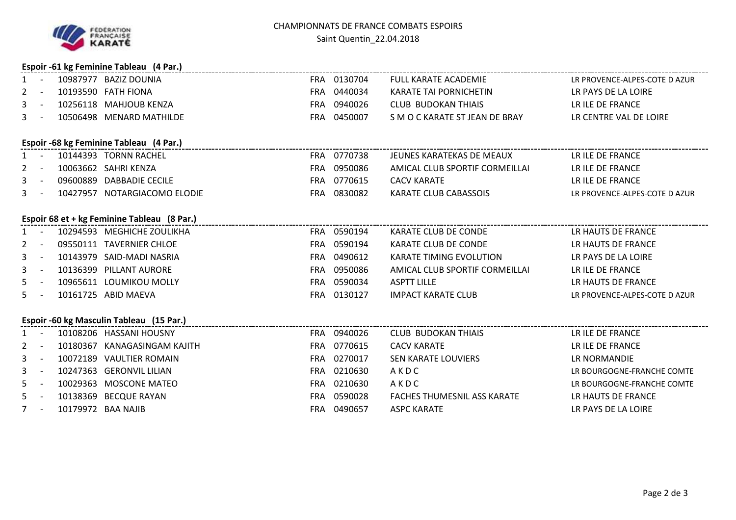FÉDÉRATION FRANÇAISE KARATÉ

# CHAMPIONNATS DE FRANCE COMBATS ESPOIRS

Saint Quentin_22.04.2018

## Espoir -61 kg Feminine Tableau (4 Par.)

| Rang | Licence | Nom | Pays | Club N° | Club | Ligue |
|---|---|---|---|---|---|---|
| 1 - | 10987977 | BAZIZ DOUNIA | FRA | 0130704 | FULL KARATE ACADEMIE | LR PROVENCE-ALPES-COTE D AZUR |
| 2 - | 10193590 | FATH FIONA | FRA | 0440034 | KARATE TAI PORNICHETIN | LR PAYS DE LA LOIRE |
| 3 - | 10256118 | MAHJOUB KENZA | FRA | 0940026 | CLUB BUDOKAN THIAIS | LR ILE DE FRANCE |
| 3 - | 10506498 | MENARD MATHILDE | FRA | 0450007 | S M O C KARATE ST JEAN DE BRAY | LR CENTRE VAL DE LOIRE |

## Espoir -68 kg Feminine Tableau (4 Par.)

| Rang | Licence | Nom | Pays | Club N° | Club | Ligue |
|---|---|---|---|---|---|---|
| 1 - | 10144393 | TORNN RACHEL | FRA | 0770738 | JEUNES KARATEKAS DE MEAUX | LR ILE DE FRANCE |
| 2 - | 10063662 | SAHRI KENZA | FRA | 0950086 | AMICAL CLUB SPORTIF CORMEILLAI | LR ILE DE FRANCE |
| 3 - | 09600889 | DABBADIE CECILE | FRA | 0770615 | CACV KARATE | LR ILE DE FRANCE |
| 3 - | 10427957 | NOTARGIACOMO ELODIE | FRA | 0830082 | KARATE CLUB CABASSOIS | LR PROVENCE-ALPES-COTE D AZUR |

## Espoir 68 et + kg Feminine Tableau (8 Par.)

| Rang | Licence | Nom | Pays | Club N° | Club | Ligue |
|---|---|---|---|---|---|---|
| 1 - | 10294593 | MEGHICHE ZOULIKHA | FRA | 0590194 | KARATE CLUB DE CONDE | LR HAUTS DE FRANCE |
| 2 - | 09550111 | TAVERNIER CHLOE | FRA | 0590194 | KARATE CLUB DE CONDE | LR HAUTS DE FRANCE |
| 3 - | 10143979 | SAID-MADI NASRIA | FRA | 0490612 | KARATE TIMING EVOLUTION | LR PAYS DE LA LOIRE |
| 3 - | 10136399 | PILLANT AURORE | FRA | 0950086 | AMICAL CLUB SPORTIF CORMEILLAI | LR ILE DE FRANCE |
| 5 - | 10965611 | LOUMIKOU MOLLY | FRA | 0590034 | ASPTT LILLE | LR HAUTS DE FRANCE |
| 5 - | 10161725 | ABID MAEVA | FRA | 0130127 | IMPACT KARATE CLUB | LR PROVENCE-ALPES-COTE D AZUR |

## Espoir -60 kg Masculin Tableau (15 Par.)

| Rang | Licence | Nom | Pays | Club N° | Club | Ligue |
|---|---|---|---|---|---|---|
| 1 - | 10108206 | HASSANI HOUSNY | FRA | 0940026 | CLUB BUDOKAN THIAIS | LR ILE DE FRANCE |
| 2 - | 10180367 | KANAGASINGAM KAJITH | FRA | 0770615 | CACV KARATE | LR ILE DE FRANCE |
| 3 - | 10072189 | VAULTIER ROMAIN | FRA | 0270017 | SEN KARATE LOUVIERS | LR NORMANDIE |
| 3 - | 10247363 | GERONVIL LILIAN | FRA | 0210630 | A K D C | LR BOURGOGNE-FRANCHE COMTE |
| 5 - | 10029363 | MOSCONE MATEO | FRA | 0210630 | A K D C | LR BOURGOGNE-FRANCHE COMTE |
| 5 - | 10138369 | BECQUE RAYAN | FRA | 0590028 | FACHES THUMESNIL ASS KARATE | LR HAUTS DE FRANCE |
| 7 - | 10179972 | BAA NAJIB | FRA | 0490657 | ASPC KARATE | LR PAYS DE LA LOIRE |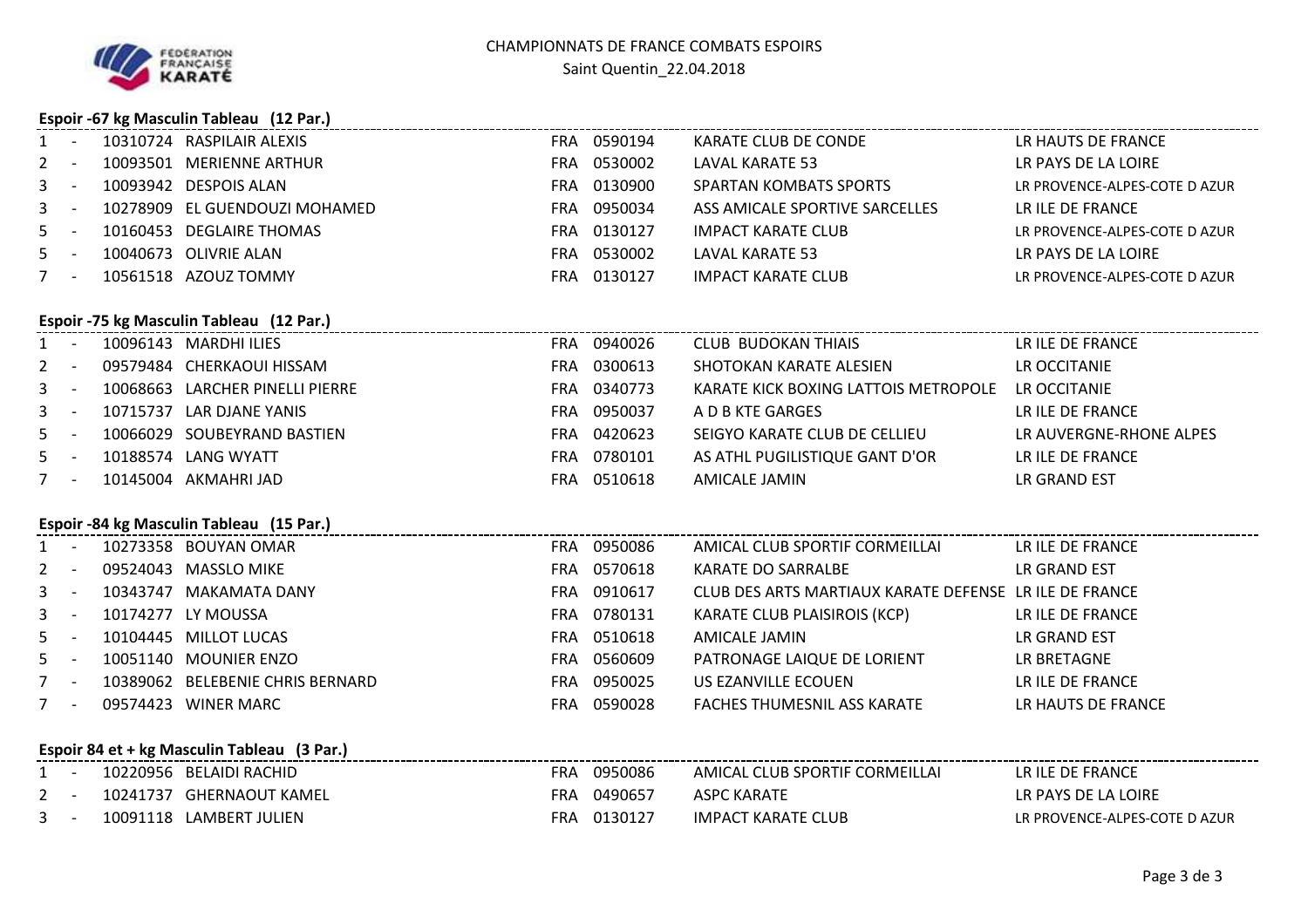CHAMPIONNATS DE FRANCE COMBATS ESPOIRS

Saint Quentin_22.04.2018

**Espoir -67 kg Masculin Tableau (12 Par.)**

| | | | | | | | |
|---|---|---|---|---|---|---|---|
| 1 | - | 10310724 | RASPILAIR ALEXIS | FRA | 0590194 | KARATE CLUB DE CONDE | LR HAUTS DE FRANCE |
| 2 | - | 10093501 | MERIENNE ARTHUR | FRA | 0530002 | LAVAL KARATE 53 | LR PAYS DE LA LOIRE |
| 3 | - | 10093942 | DESPOIS ALAN | FRA | 0130900 | SPARTAN KOMBATS SPORTS | LR PROVENCE-ALPES-COTE D AZUR |
| 3 | - | 10278909 | EL GUENDOUZI MOHAMED | FRA | 0950034 | ASS AMICALE SPORTIVE SARCELLES | LR ILE DE FRANCE |
| 5 | - | 10160453 | DEGLAIRE THOMAS | FRA | 0130127 | IMPACT KARATE CLUB | LR PROVENCE-ALPES-COTE D AZUR |
| 5 | - | 10040673 | OLIVRIE ALAN | FRA | 0530002 | LAVAL KARATE 53 | LR PAYS DE LA LOIRE |
| 7 | - | 10561518 | AZOUZ TOMMY | FRA | 0130127 | IMPACT KARATE CLUB | LR PROVENCE-ALPES-COTE D AZUR |

**Espoir -75 kg Masculin Tableau (12 Par.)**

| | | | | | | | |
|---|---|---|---|---|---|---|---|
| 1 | - | 10096143 | MARDHI ILIES | FRA | 0940026 | CLUB BUDOKAN THIAIS | LR ILE DE FRANCE |
| 2 | - | 09579484 | CHERKAOUI HISSAM | FRA | 0300613 | SHOTOKAN KARATE ALESIEN | LR OCCITANIE |
| 3 | - | 10068663 | LARCHER PINELLI PIERRE | FRA | 0340773 | KARATE KICK BOXING LATTOIS METROPOLE | LR OCCITANIE |
| 3 | - | 10715737 | LAR DJANE YANIS | FRA | 0950037 | A D B KTE GARGES | LR ILE DE FRANCE |
| 5 | - | 10066029 | SOUBEYRAND BASTIEN | FRA | 0420623 | SEIGYO KARATE CLUB DE CELLIEU | LR AUVERGNE-RHONE ALPES |
| 5 | - | 10188574 | LANG WYATT | FRA | 0780101 | AS ATHL PUGILISTIQUE GANT D'OR | LR ILE DE FRANCE |
| 7 | - | 10145004 | AKMAHRI JAD | FRA | 0510618 | AMICALE JAMIN | LR GRAND EST |

**Espoir -84 kg Masculin Tableau (15 Par.)**

| | | | | | | | |
|---|---|---|---|---|---|---|---|
| 1 | - | 10273358 | BOUYAN OMAR | FRA | 0950086 | AMICAL CLUB SPORTIF CORMEILLAI | LR ILE DE FRANCE |
| 2 | - | 09524043 | MASSLO MIKE | FRA | 0570618 | KARATE DO SARRALBE | LR GRAND EST |
| 3 | - | 10343747 | MAKAMATA DANY | FRA | 0910617 | CLUB DES ARTS MARTIAUX KARATE DEFENSE | LR ILE DE FRANCE |
| 3 | - | 10174277 | LY MOUSSA | FRA | 0780131 | KARATE CLUB PLAISIROIS (KCP) | LR ILE DE FRANCE |
| 5 | - | 10104445 | MILLOT LUCAS | FRA | 0510618 | AMICALE JAMIN | LR GRAND EST |
| 5 | - | 10051140 | MOUNIER ENZO | FRA | 0560609 | PATRONAGE LAIQUE DE LORIENT | LR BRETAGNE |
| 7 | - | 10389062 | BELEBENIE CHRIS BERNARD | FRA | 0950025 | US EZANVILLE ECOUEN | LR ILE DE FRANCE |
| 7 | - | 09574423 | WINER MARC | FRA | 0590028 | FACHES THUMESNIL ASS KARATE | LR HAUTS DE FRANCE |

**Espoir 84 et + kg Masculin Tableau (3 Par.)**

| | | | | | | | |
|---|---|---|---|---|---|---|---|
| 1 | - | 10220956 | BELAIDI RACHID | FRA | 0950086 | AMICAL CLUB SPORTIF CORMEILLAI | LR ILE DE FRANCE |
| 2 | - | 10241737 | GHERNAOUT KAMEL | FRA | 0490657 | ASPC KARATE | LR PAYS DE LA LOIRE |
| 3 | - | 10091118 | LAMBERT JULIEN | FRA | 0130127 | IMPACT KARATE CLUB | LR PROVENCE-ALPES-COTE D AZUR |